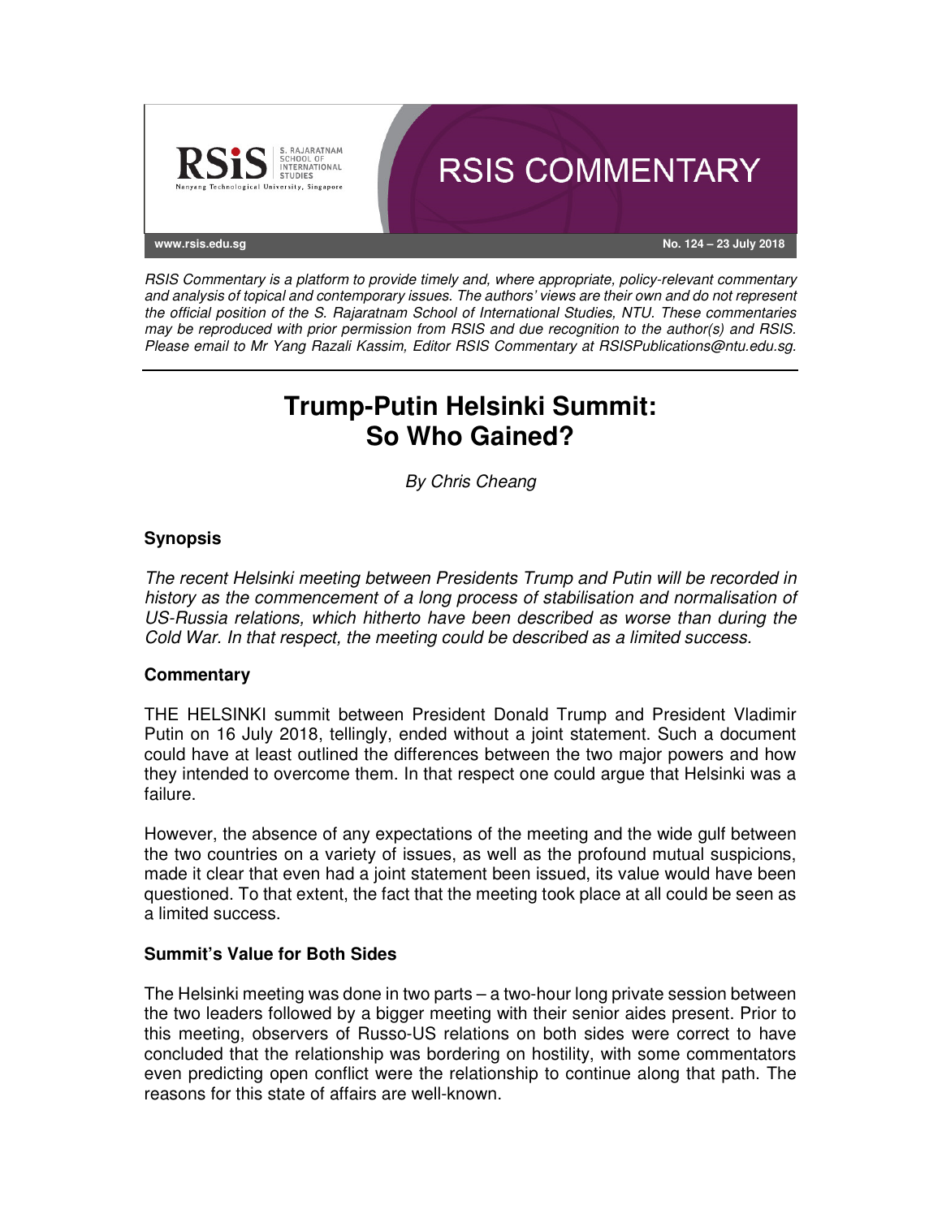RSIS COMMENTARY

www.rsis.edu.sg

No. 124 – 23 July 2018

*RSIS Commentary is a platform to provide timely and, where appropriate, policy-relevant commentary and analysis of topical and contemporary issues. The authors' views are their own and do not represent the official position of the S. Rajaratnam School of International Studies, NTU. These commentaries may be reproduced with prior permission from RSIS and due recognition to the author(s) and RSIS. Please email to Mr Yang Razali Kassim, Editor RSIS Commentary at RSISPublications@ntu.edu.sg.*

# Trump-Putin Helsinki Summit: So Who Gained?

*By Chris Cheang*

## Synopsis

*The recent Helsinki meeting between Presidents Trump and Putin will be recorded in history as the commencement of a long process of stabilisation and normalisation of US-Russia relations, which hitherto have been described as worse than during the Cold War. In that respect, the meeting could be described as a limited success.*

## Commentary

THE HELSINKI summit between President Donald Trump and President Vladimir Putin on 16 July 2018, tellingly, ended without a joint statement. Such a document could have at least outlined the differences between the two major powers and how they intended to overcome them. In that respect one could argue that Helsinki was a failure.

However, the absence of any expectations of the meeting and the wide gulf between the two countries on a variety of issues, as well as the profound mutual suspicions, made it clear that even had a joint statement been issued, its value would have been questioned. To that extent, the fact that the meeting took place at all could be seen as a limited success.

### Summit's Value for Both Sides

The Helsinki meeting was done in two parts – a two-hour long private session between the two leaders followed by a bigger meeting with their senior aides present. Prior to this meeting, observers of Russo-US relations on both sides were correct to have concluded that the relationship was bordering on hostility, with some commentators even predicting open conflict were the relationship to continue along that path. The reasons for this state of affairs are well-known.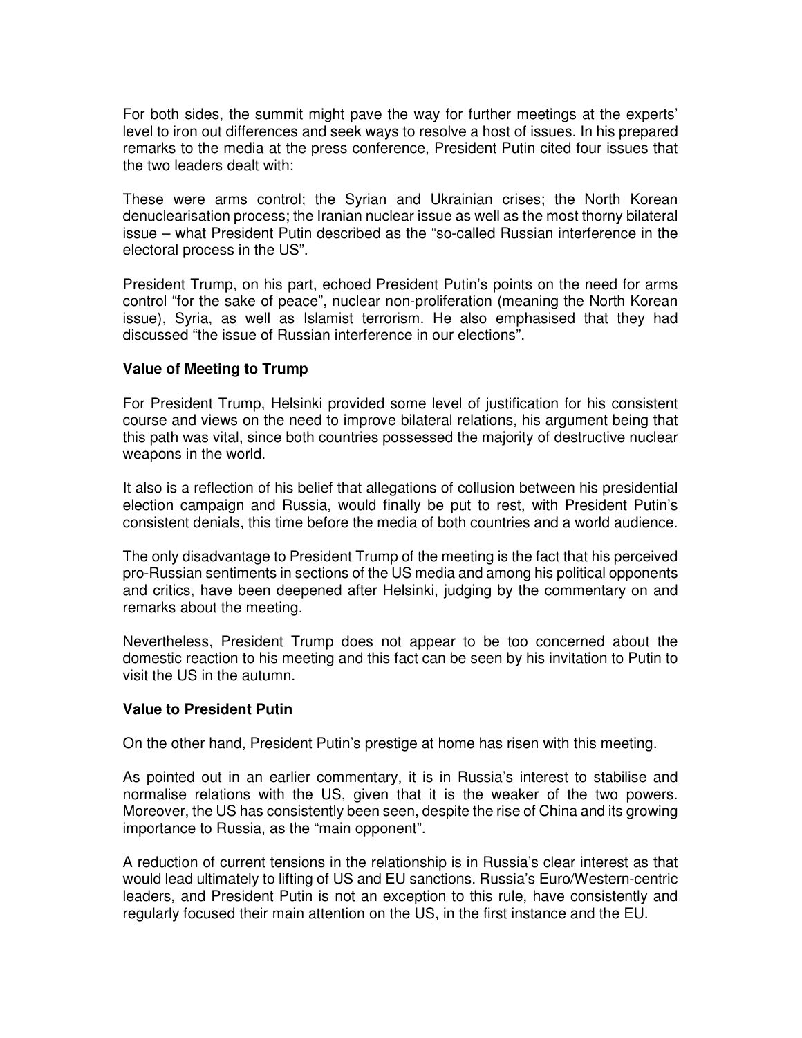For both sides, the summit might pave the way for further meetings at the experts' level to iron out differences and seek ways to resolve a host of issues. In his prepared remarks to the media at the press conference, President Putin cited four issues that the two leaders dealt with:

These were arms control; the Syrian and Ukrainian crises; the North Korean denuclearisation process; the Iranian nuclear issue as well as the most thorny bilateral issue – what President Putin described as the "so-called Russian interference in the electoral process in the US".

President Trump, on his part, echoed President Putin's points on the need for arms control "for the sake of peace", nuclear non-proliferation (meaning the North Korean issue), Syria, as well as Islamist terrorism. He also emphasised that they had discussed "the issue of Russian interference in our elections".

**Value of Meeting to Trump**

For President Trump, Helsinki provided some level of justification for his consistent course and views on the need to improve bilateral relations, his argument being that this path was vital, since both countries possessed the majority of destructive nuclear weapons in the world.

It also is a reflection of his belief that allegations of collusion between his presidential election campaign and Russia, would finally be put to rest, with President Putin's consistent denials, this time before the media of both countries and a world audience.

The only disadvantage to President Trump of the meeting is the fact that his perceived pro-Russian sentiments in sections of the US media and among his political opponents and critics, have been deepened after Helsinki, judging by the commentary on and remarks about the meeting.

Nevertheless, President Trump does not appear to be too concerned about the domestic reaction to his meeting and this fact can be seen by his invitation to Putin to visit the US in the autumn.

**Value to President Putin**

On the other hand, President Putin's prestige at home has risen with this meeting.

As pointed out in an earlier commentary, it is in Russia's interest to stabilise and normalise relations with the US, given that it is the weaker of the two powers. Moreover, the US has consistently been seen, despite the rise of China and its growing importance to Russia, as the "main opponent".

A reduction of current tensions in the relationship is in Russia's clear interest as that would lead ultimately to lifting of US and EU sanctions. Russia's Euro/Western-centric leaders, and President Putin is not an exception to this rule, have consistently and regularly focused their main attention on the US, in the first instance and the EU.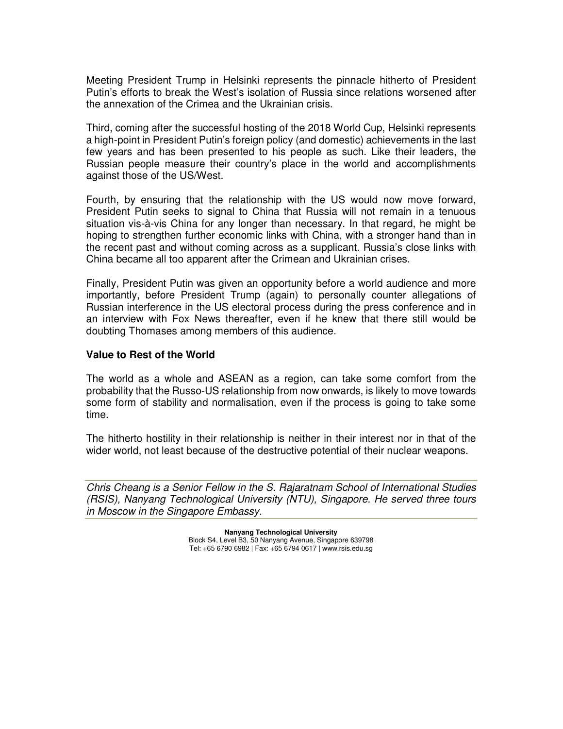Meeting President Trump in Helsinki represents the pinnacle hitherto of President Putin's efforts to break the West's isolation of Russia since relations worsened after the annexation of the Crimea and the Ukrainian crisis.

Third, coming after the successful hosting of the 2018 World Cup, Helsinki represents a high-point in President Putin's foreign policy (and domestic) achievements in the last few years and has been presented to his people as such. Like their leaders, the Russian people measure their country's place in the world and accomplishments against those of the US/West.

Fourth, by ensuring that the relationship with the US would now move forward, President Putin seeks to signal to China that Russia will not remain in a tenuous situation vis-à-vis China for any longer than necessary. In that regard, he might be hoping to strengthen further economic links with China, with a stronger hand than in the recent past and without coming across as a supplicant. Russia's close links with China became all too apparent after the Crimean and Ukrainian crises.

Finally, President Putin was given an opportunity before a world audience and more importantly, before President Trump (again) to personally counter allegations of Russian interference in the US electoral process during the press conference and in an interview with Fox News thereafter, even if he knew that there still would be doubting Thomases among members of this audience.

**Value to Rest of the World**

The world as a whole and ASEAN as a region, can take some comfort from the probability that the Russo-US relationship from now onwards, is likely to move towards some form of stability and normalisation, even if the process is going to take some time.

The hitherto hostility in their relationship is neither in their interest nor in that of the wider world, not least because of the destructive potential of their nuclear weapons.

*Chris Cheang is a Senior Fellow in the S. Rajaratnam School of International Studies (RSIS), Nanyang Technological University (NTU), Singapore. He served three tours in Moscow in the Singapore Embassy.*

**Nanyang Technological University**
Block S4, Level B3, 50 Nanyang Avenue, Singapore 639798
Tel: +65 6790 6982 | Fax: +65 6794 0617 | www.rsis.edu.sg